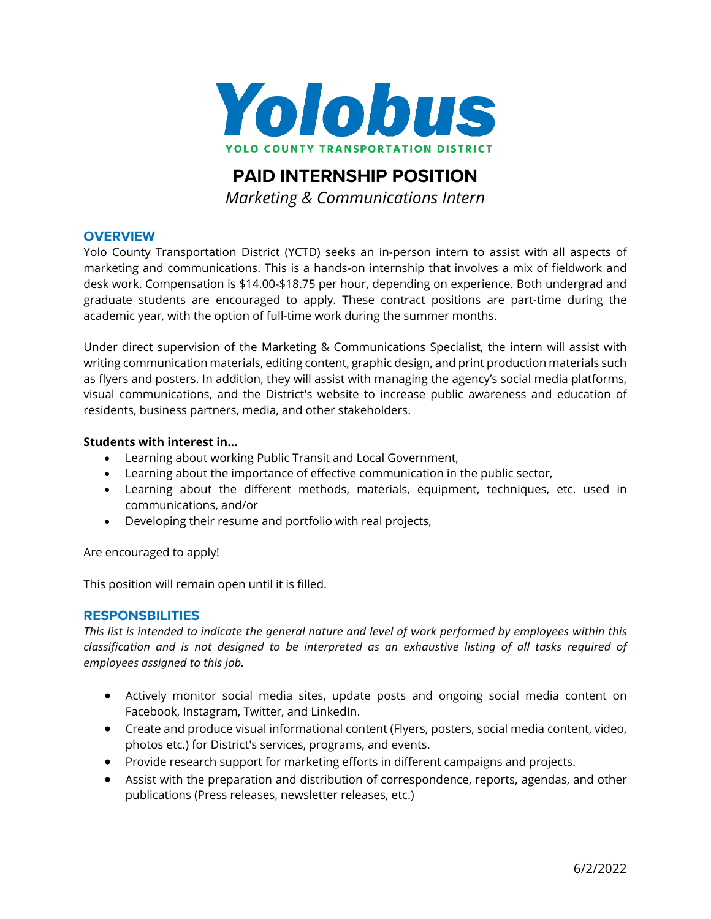# Yolobus

YOLO COUNTY TRANSPORTATION DISTRICT

## PAID INTERNSHIP POSITION

*Marketing & Communications Intern*

### OVERVIEW

Yolo County Transportation District (YCTD) seeks an in-person intern to assist with all aspects of marketing and communications. This is a hands-on internship that involves a mix of fieldwork and desk work. Compensation is $14.00-$18.75 per hour, depending on experience. Both undergrad and graduate students are encouraged to apply. These contract positions are part-time during the academic year, with the option of full-time work during the summer months.

Under direct supervision of the Marketing & Communications Specialist, the intern will assist with writing communication materials, editing content, graphic design, and print production materials such as flyers and posters. In addition, they will assist with managing the agency's social media platforms, visual communications, and the District's website to increase public awareness and education of residents, business partners, media, and other stakeholders.

**Students with interest in…**

- Learning about working Public Transit and Local Government,
- Learning about the importance of effective communication in the public sector,
- Learning about the different methods, materials, equipment, techniques, etc. used in communications, and/or
- Developing their resume and portfolio with real projects,

Are encouraged to apply!

This position will remain open until it is filled.

### RESPONSBILITIES

*This list is intended to indicate the general nature and level of work performed by employees within this classification and is not designed to be interpreted as an exhaustive listing of all tasks required of employees assigned to this job.*

- Actively monitor social media sites, update posts and ongoing social media content on Facebook, Instagram, Twitter, and LinkedIn.
- Create and produce visual informational content (Flyers, posters, social media content, video, photos etc.) for District's services, programs, and events.
- Provide research support for marketing efforts in different campaigns and projects.
- Assist with the preparation and distribution of correspondence, reports, agendas, and other publications (Press releases, newsletter releases, etc.)

6/2/2022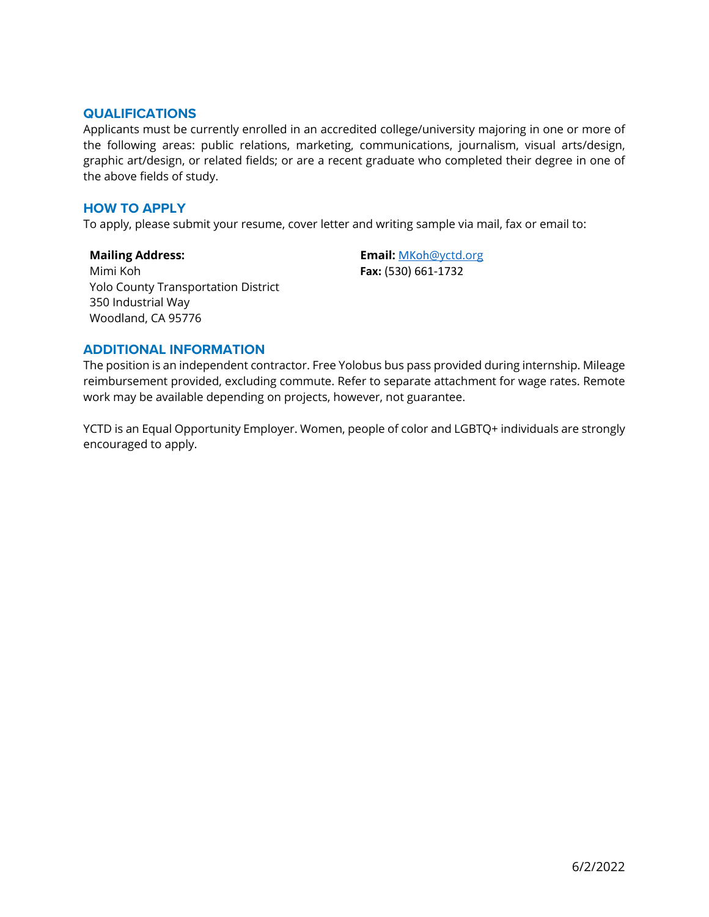## QUALIFICATIONS

Applicants must be currently enrolled in an accredited college/university majoring in one or more of the following areas: public relations, marketing, communications, journalism, visual arts/design, graphic art/design, or related fields; or are a recent graduate who completed their degree in one of the above fields of study.

## HOW TO APPLY

To apply, please submit your resume, cover letter and writing sample via mail, fax or email to:

**Mailing Address:**
Mimi Koh
Yolo County Transportation District
350 Industrial Way
Woodland, CA 95776

**Email:** MKoh@yctd.org
**Fax:** (530) 661-1732

## ADDITIONAL INFORMATION

The position is an independent contractor. Free Yolobus bus pass provided during internship. Mileage reimbursement provided, excluding commute. Refer to separate attachment for wage rates. Remote work may be available depending on projects, however, not guarantee.

YCTD is an Equal Opportunity Employer. Women, people of color and LGBTQ+ individuals are strongly encouraged to apply.

6/2/2022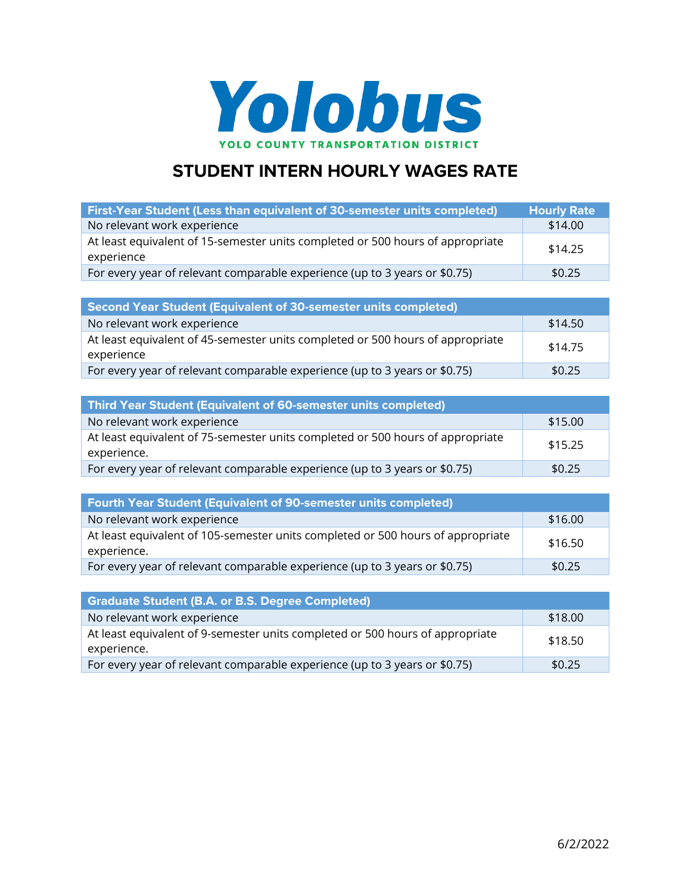# Yolobus

YOLO COUNTY TRANSPORTATION DISTRICT

## STUDENT INTERN HOURLY WAGES RATE

| First-Year Student (Less than equivalent of 30-semester units completed) | Hourly Rate |
|---|---|
| No relevant work experience | $14.00 |
| At least equivalent of 15-semester units completed or 500 hours of appropriate experience | $14.25 |
| For every year of relevant comparable experience (up to 3 years or $0.75) | $0.25 |

| Second Year Student (Equivalent of 30-semester units completed) | |
|---|---|
| No relevant work experience | $14.50 |
| At least equivalent of 45-semester units completed or 500 hours of appropriate experience | $14.75 |
| For every year of relevant comparable experience (up to 3 years or $0.75) | $0.25 |

| Third Year Student (Equivalent of 60-semester units completed) | |
|---|---|
| No relevant work experience | $15.00 |
| At least equivalent of 75-semester units completed or 500 hours of appropriate experience. | $15.25 |
| For every year of relevant comparable experience (up to 3 years or $0.75) | $0.25 |

| Fourth Year Student (Equivalent of 90-semester units completed) | |
|---|---|
| No relevant work experience | $16.00 |
| At least equivalent of 105-semester units completed or 500 hours of appropriate experience. | $16.50 |
| For every year of relevant comparable experience (up to 3 years or $0.75) | $0.25 |

| Graduate Student (B.A. or B.S. Degree Completed) | |
|---|---|
| No relevant work experience | $18.00 |
| At least equivalent of 9-semester units completed or 500 hours of appropriate experience. | $18.50 |
| For every year of relevant comparable experience (up to 3 years or $0.75) | $0.25 |

6/2/2022